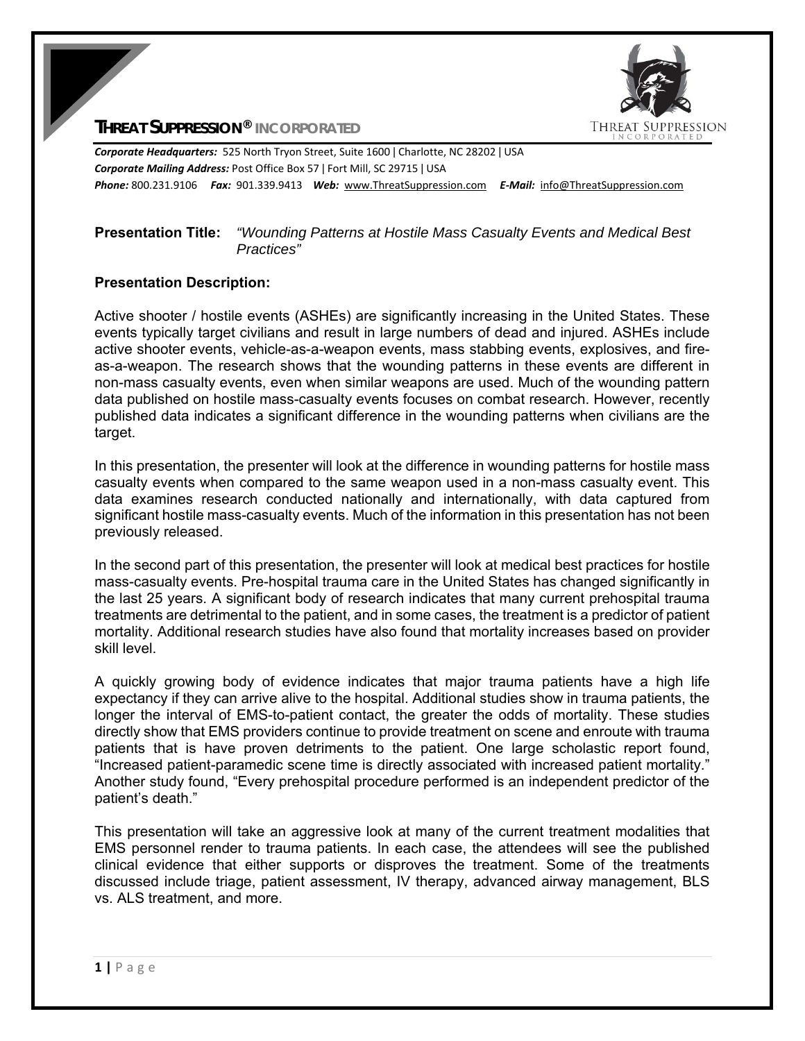# THREAT SUPPRESSION® INCORPORATED

***Corporate Headquarters:*** 525 North Tryon Street, Suite 1600 | Charlotte, NC 28202 | USA
***Corporate Mailing Address:*** Post Office Box 57 | Fort Mill, SC 29715 | USA
***Phone:*** 800.231.9106 ***Fax:*** 901.339.9413 ***Web:*** www.ThreatSuppression.com ***E-Mail:*** info@ThreatSuppression.com

**Presentation Title:** *"Wounding Patterns at Hostile Mass Casualty Events and Medical Best Practices"*

**Presentation Description:**

Active shooter / hostile events (ASHEs) are significantly increasing in the United States. These events typically target civilians and result in large numbers of dead and injured. ASHEs include active shooter events, vehicle-as-a-weapon events, mass stabbing events, explosives, and fire-as-a-weapon. The research shows that the wounding patterns in these events are different in non-mass casualty events, even when similar weapons are used. Much of the wounding pattern data published on hostile mass-casualty events focuses on combat research. However, recently published data indicates a significant difference in the wounding patterns when civilians are the target.

In this presentation, the presenter will look at the difference in wounding patterns for hostile mass casualty events when compared to the same weapon used in a non-mass casualty event. This data examines research conducted nationally and internationally, with data captured from significant hostile mass-casualty events. Much of the information in this presentation has not been previously released.

In the second part of this presentation, the presenter will look at medical best practices for hostile mass-casualty events. Pre-hospital trauma care in the United States has changed significantly in the last 25 years. A significant body of research indicates that many current prehospital trauma treatments are detrimental to the patient, and in some cases, the treatment is a predictor of patient mortality. Additional research studies have also found that mortality increases based on provider skill level.

A quickly growing body of evidence indicates that major trauma patients have a high life expectancy if they can arrive alive to the hospital. Additional studies show in trauma patients, the longer the interval of EMS-to-patient contact, the greater the odds of mortality. These studies directly show that EMS providers continue to provide treatment on scene and enroute with trauma patients that is have proven detriments to the patient. One large scholastic report found, "Increased patient-paramedic scene time is directly associated with increased patient mortality." Another study found, "Every prehospital procedure performed is an independent predictor of the patient's death."

This presentation will take an aggressive look at many of the current treatment modalities that EMS personnel render to trauma patients. In each case, the attendees will see the published clinical evidence that either supports or disproves the treatment. Some of the treatments discussed include triage, patient assessment, IV therapy, advanced airway management, BLS vs. ALS treatment, and more.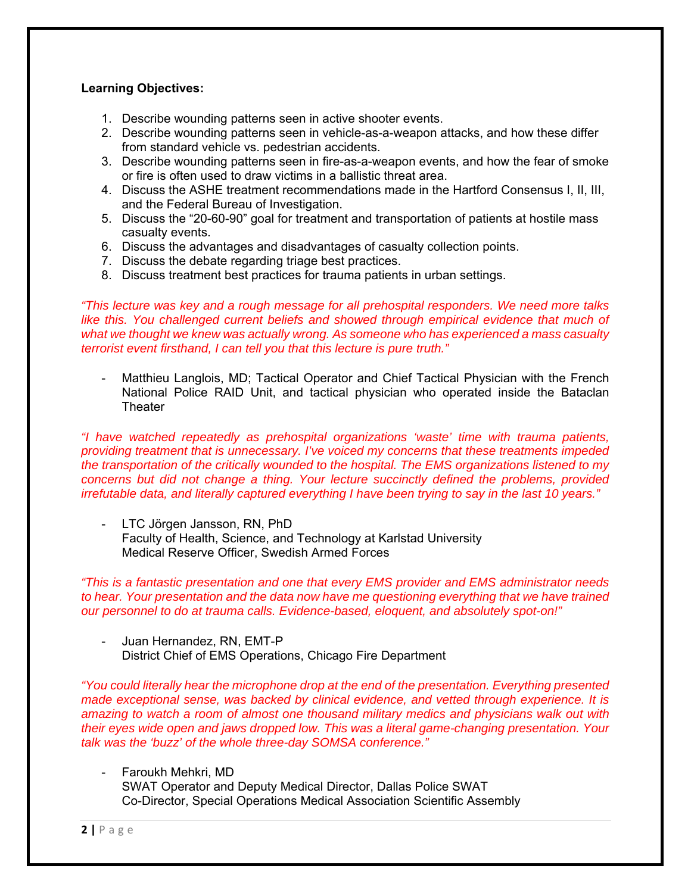**Learning Objectives:**

1. Describe wounding patterns seen in active shooter events.
2. Describe wounding patterns seen in vehicle-as-a-weapon attacks, and how these differ from standard vehicle vs. pedestrian accidents.
3. Describe wounding patterns seen in fire-as-a-weapon events, and how the fear of smoke or fire is often used to draw victims in a ballistic threat area.
4. Discuss the ASHE treatment recommendations made in the Hartford Consensus I, II, III, and the Federal Bureau of Investigation.
5. Discuss the "20-60-90" goal for treatment and transportation of patients at hostile mass casualty events.
6. Discuss the advantages and disadvantages of casualty collection points.
7. Discuss the debate regarding triage best practices.
8. Discuss treatment best practices for trauma patients in urban settings.

*"This lecture was key and a rough message for all prehospital responders. We need more talks like this. You challenged current beliefs and showed through empirical evidence that much of what we thought we knew was actually wrong. As someone who has experienced a mass casualty terrorist event firsthand, I can tell you that this lecture is pure truth."*

- Matthieu Langlois, MD; Tactical Operator and Chief Tactical Physician with the French National Police RAID Unit, and tactical physician who operated inside the Bataclan Theater

*"I have watched repeatedly as prehospital organizations 'waste' time with trauma patients, providing treatment that is unnecessary. I've voiced my concerns that these treatments impeded the transportation of the critically wounded to the hospital. The EMS organizations listened to my concerns but did not change a thing. Your lecture succinctly defined the problems, provided irrefutable data, and literally captured everything I have been trying to say in the last 10 years."*

- LTC Jörgen Jansson, RN, PhD
  Faculty of Health, Science, and Technology at Karlstad University
  Medical Reserve Officer, Swedish Armed Forces

*"This is a fantastic presentation and one that every EMS provider and EMS administrator needs to hear. Your presentation and the data now have me questioning everything that we have trained our personnel to do at trauma calls. Evidence-based, eloquent, and absolutely spot-on!"*

- Juan Hernandez, RN, EMT-P
  District Chief of EMS Operations, Chicago Fire Department

*"You could literally hear the microphone drop at the end of the presentation. Everything presented made exceptional sense, was backed by clinical evidence, and vetted through experience. It is amazing to watch a room of almost one thousand military medics and physicians walk out with their eyes wide open and jaws dropped low. This was a literal game-changing presentation. Your talk was the 'buzz' of the whole three-day SOMSA conference."*

- Faroukh Mehkri, MD
  SWAT Operator and Deputy Medical Director, Dallas Police SWAT
  Co-Director, Special Operations Medical Association Scientific Assembly